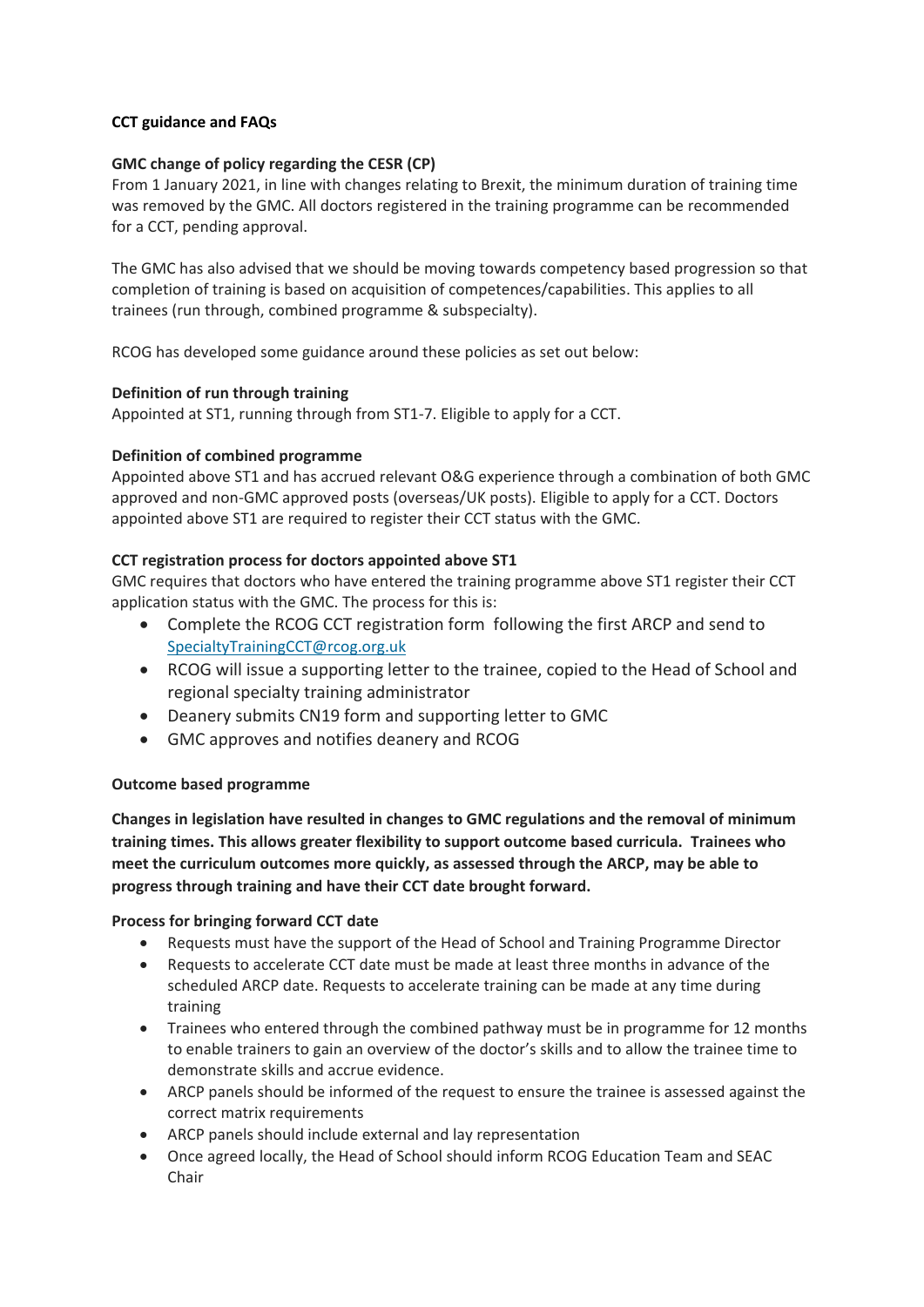**CCT guidance and FAQs**

**GMC change of policy regarding the CESR (CP)**

From 1 January 2021, in line with changes relating to Brexit, the minimum duration of training time was removed by the GMC. All doctors registered in the training programme can be recommended for a CCT, pending approval.

The GMC has also advised that we should be moving towards competency based progression so that completion of training is based on acquisition of competences/capabilities. This applies to all trainees (run through, combined programme & subspecialty).

RCOG has developed some guidance around these policies as set out below:

**Definition of run through training**

Appointed at ST1, running through from ST1-7. Eligible to apply for a CCT.

**Definition of combined programme**

Appointed above ST1 and has accrued relevant O&G experience through a combination of both GMC approved and non-GMC approved posts (overseas/UK posts). Eligible to apply for a CCT. Doctors appointed above ST1 are required to register their CCT status with the GMC.

**CCT registration process for doctors appointed above ST1**

GMC requires that doctors who have entered the training programme above ST1 register their CCT application status with the GMC. The process for this is:

- Complete the RCOG CCT registration form following the first ARCP and send to SpecialtyTrainingCCT@rcog.org.uk
- RCOG will issue a supporting letter to the trainee, copied to the Head of School and regional specialty training administrator
- Deanery submits CN19 form and supporting letter to GMC
- GMC approves and notifies deanery and RCOG

**Outcome based programme**

**Changes in legislation have resulted in changes to GMC regulations and the removal of minimum training times. This allows greater flexibility to support outcome based curricula. Trainees who meet the curriculum outcomes more quickly, as assessed through the ARCP, may be able to progress through training and have their CCT date brought forward.**

**Process for bringing forward CCT date**

- Requests must have the support of the Head of School and Training Programme Director
- Requests to accelerate CCT date must be made at least three months in advance of the scheduled ARCP date. Requests to accelerate training can be made at any time during training
- Trainees who entered through the combined pathway must be in programme for 12 months to enable trainers to gain an overview of the doctor's skills and to allow the trainee time to demonstrate skills and accrue evidence.
- ARCP panels should be informed of the request to ensure the trainee is assessed against the correct matrix requirements
- ARCP panels should include external and lay representation
- Once agreed locally, the Head of School should inform RCOG Education Team and SEAC Chair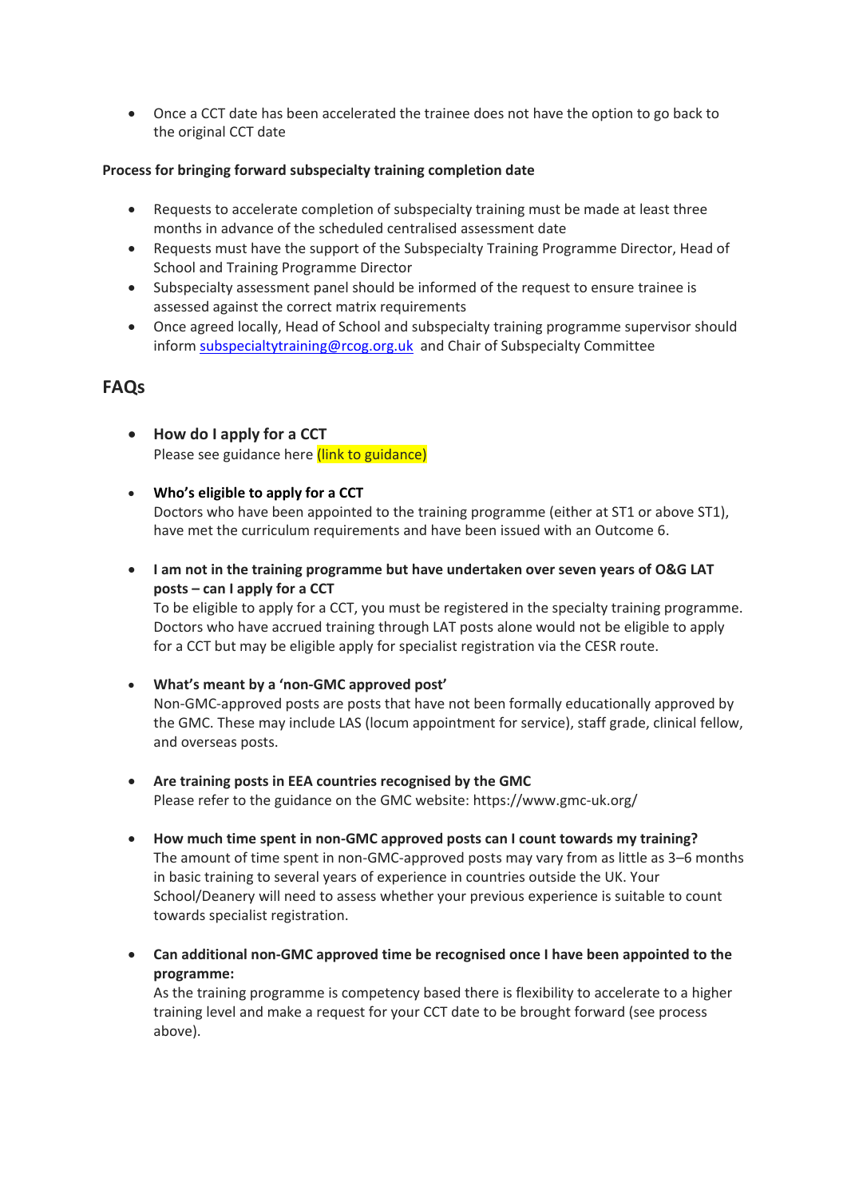- Once a CCT date has been accelerated the trainee does not have the option to go back to the original CCT date

**Process for bringing forward subspecialty training completion date**

- Requests to accelerate completion of subspecialty training must be made at least three months in advance of the scheduled centralised assessment date
- Requests must have the support of the Subspecialty Training Programme Director, Head of School and Training Programme Director
- Subspecialty assessment panel should be informed of the request to ensure trainee is assessed against the correct matrix requirements
- Once agreed locally, Head of School and subspecialty training programme supervisor should inform subspecialtytraining@rcog.org.uk and Chair of Subspecialty Committee

## FAQs

- **How do I apply for a CCT**
  Please see guidance here (link to guidance)

- **Who's eligible to apply for a CCT**
  Doctors who have been appointed to the training programme (either at ST1 or above ST1), have met the curriculum requirements and have been issued with an Outcome 6.

- **I am not in the training programme but have undertaken over seven years of O&G LAT posts – can I apply for a CCT**
  To be eligible to apply for a CCT, you must be registered in the specialty training programme. Doctors who have accrued training through LAT posts alone would not be eligible to apply for a CCT but may be eligible apply for specialist registration via the CESR route.

- **What's meant by a 'non-GMC approved post'**
  Non-GMC-approved posts are posts that have not been formally educationally approved by the GMC. These may include LAS (locum appointment for service), staff grade, clinical fellow, and overseas posts.

- **Are training posts in EEA countries recognised by the GMC**
  Please refer to the guidance on the GMC website: https://www.gmc-uk.org/

- **How much time spent in non-GMC approved posts can I count towards my training?**
  The amount of time spent in non-GMC-approved posts may vary from as little as 3–6 months in basic training to several years of experience in countries outside the UK. Your School/Deanery will need to assess whether your previous experience is suitable to count towards specialist registration.

- **Can additional non-GMC approved time be recognised once I have been appointed to the programme:**
  As the training programme is competency based there is flexibility to accelerate to a higher training level and make a request for your CCT date to be brought forward (see process above).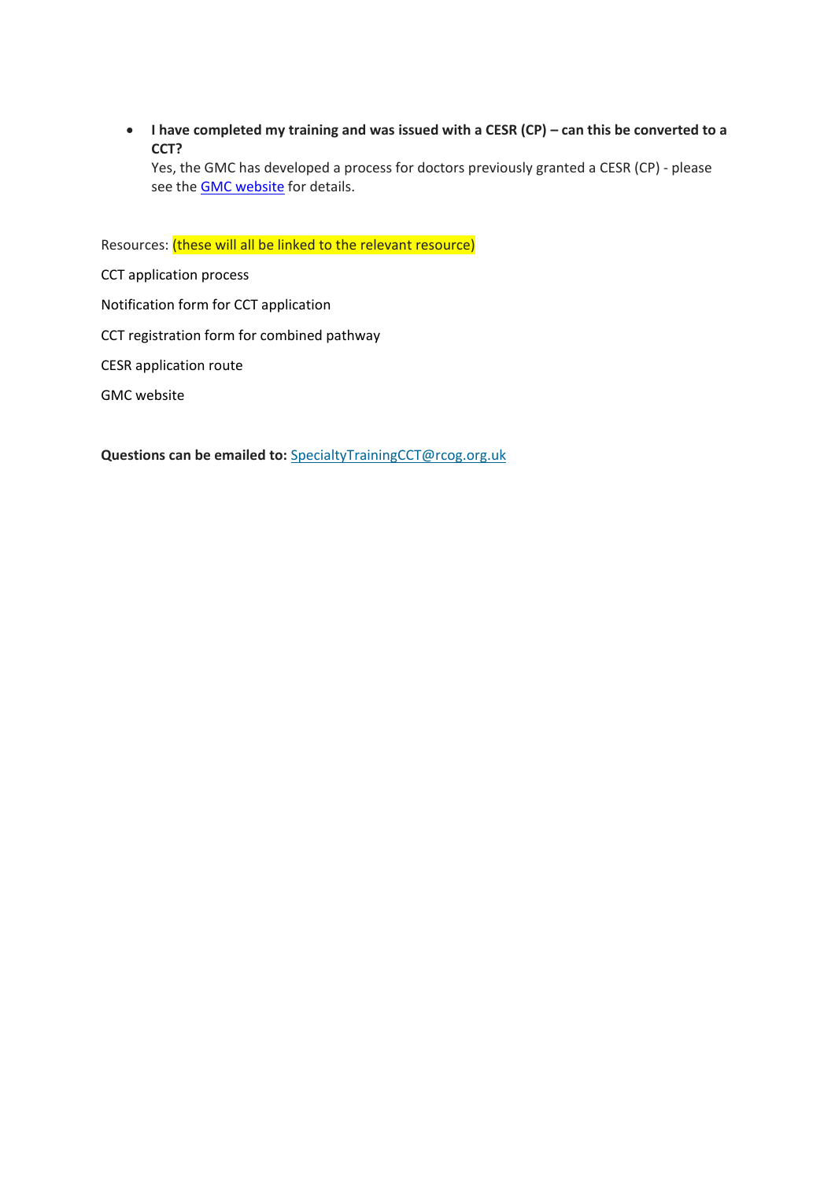- **I have completed my training and was issued with a CESR (CP) – can this be converted to a CCT?**
  Yes, the GMC has developed a process for doctors previously granted a CESR (CP) - please see the GMC website for details.

Resources: (these will all be linked to the relevant resource)

CCT application process

Notification form for CCT application

CCT registration form for combined pathway

CESR application route

GMC website

**Questions can be emailed to:** SpecialtyTrainingCCT@rcog.org.uk